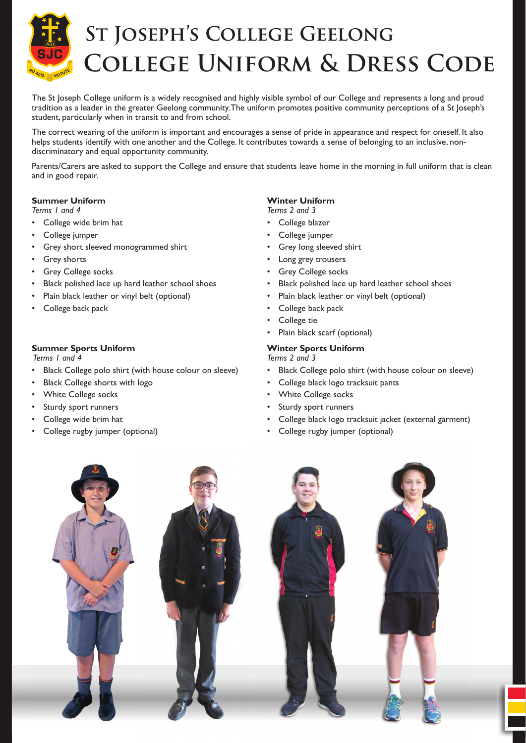# St Joseph's College Geelong
# College Uniform & Dress Code

The St Joseph College uniform is a widely recognised and highly visible symbol of our College and represents a long and proud tradition as a leader in the greater Geelong community. The uniform promotes positive community perceptions of a St Joseph's student, particularly when in transit to and from school.

The correct wearing of the uniform is important and encourages a sense of pride in appearance and respect for oneself. It also helps students identify with one another and the College. It contributes towards a sense of belonging to an inclusive, non-discriminatory and equal opportunity community.

Parents/Carers are asked to support the College and ensure that students leave home in the morning in full uniform that is clean and in good repair.

**Summer Uniform**
*Terms 1 and 4*

- College wide brim hat
- College jumper
- Grey short sleeved monogrammed shirt
- Grey shorts
- Grey College socks
- Black polished lace up hard leather school shoes
- Plain black leather or vinyl belt (optional)
- College back pack

**Winter Uniform**
*Terms 2 and 3*

- College blazer
- College jumper
- Grey long sleeved shirt
- Long grey trousers
- Grey College socks
- Black polished lace up hard leather school shoes
- Plain black leather or vinyl belt (optional)
- College back pack
- College tie
- Plain black scarf (optional)

**Summer Sports Uniform**
*Terms 1 and 4*

- Black College polo shirt (with house colour on sleeve)
- Black College shorts with logo
- White College socks
- Sturdy sport runners
- College wide brim hat
- College rugby jumper (optional)

**Winter Sports Uniform**
*Terms 2 and 3*

- Black College polo shirt (with house colour on sleeve)
- College black logo tracksuit pants
- White College socks
- Sturdy sport runners
- College black logo tracksuit jacket (external garment)
- College rugby jumper (optional)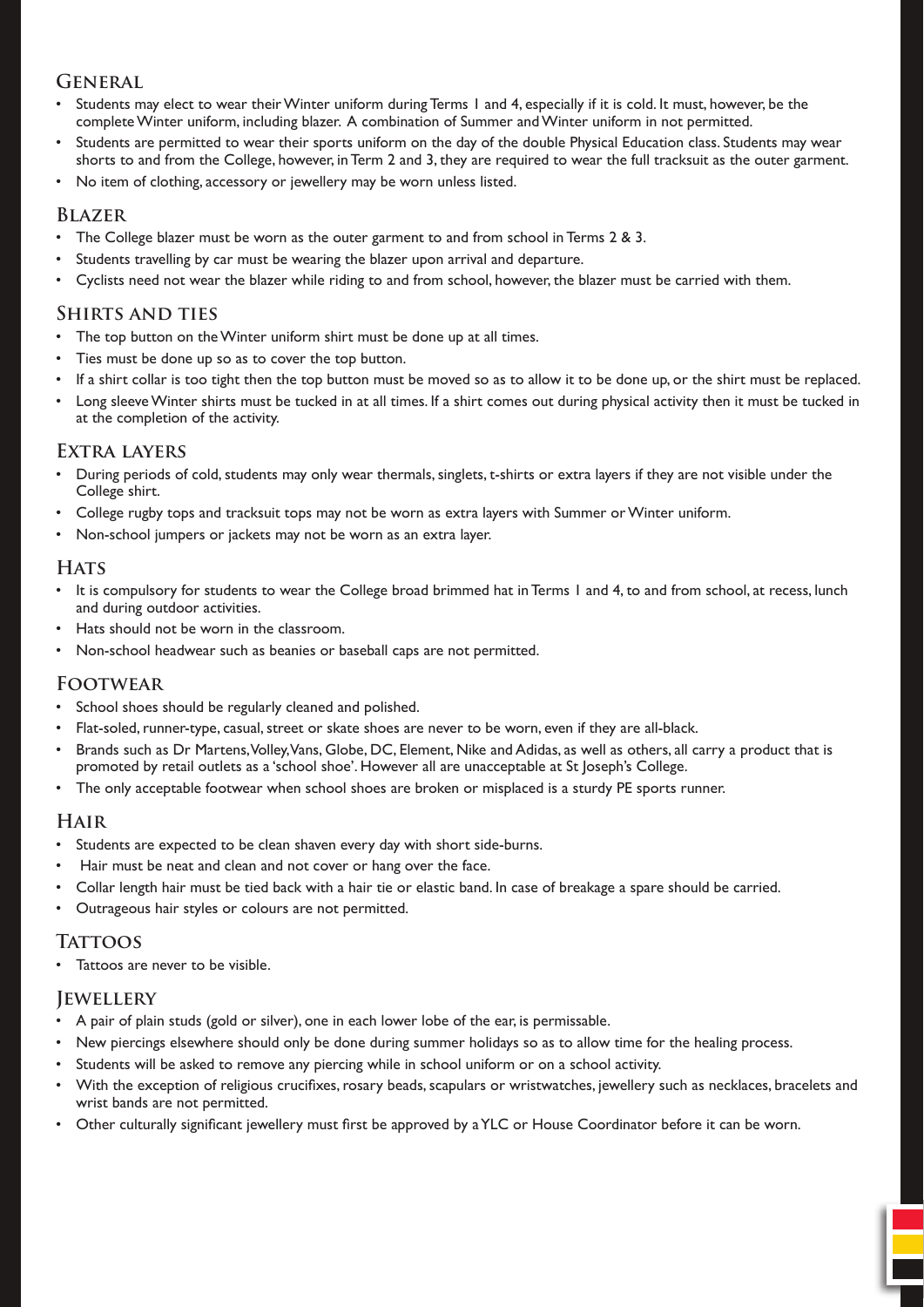## General

- Students may elect to wear their Winter uniform during Terms 1 and 4, especially if it is cold. It must, however, be the complete Winter uniform, including blazer. A combination of Summer and Winter uniform in not permitted.
- Students are permitted to wear their sports uniform on the day of the double Physical Education class. Students may wear shorts to and from the College, however, in Term 2 and 3, they are required to wear the full tracksuit as the outer garment.
- No item of clothing, accessory or jewellery may be worn unless listed.

## Blazer

- The College blazer must be worn as the outer garment to and from school in Terms 2 & 3.
- Students travelling by car must be wearing the blazer upon arrival and departure.
- Cyclists need not wear the blazer while riding to and from school, however, the blazer must be carried with them.

## Shirts and ties

- The top button on the Winter uniform shirt must be done up at all times.
- Ties must be done up so as to cover the top button.
- If a shirt collar is too tight then the top button must be moved so as to allow it to be done up, or the shirt must be replaced.
- Long sleeve Winter shirts must be tucked in at all times. If a shirt comes out during physical activity then it must be tucked in at the completion of the activity.

## Extra layers

- During periods of cold, students may only wear thermals, singlets, t-shirts or extra layers if they are not visible under the College shirt.
- College rugby tops and tracksuit tops may not be worn as extra layers with Summer or Winter uniform.
- Non-school jumpers or jackets may not be worn as an extra layer.

## Hats

- It is compulsory for students to wear the College broad brimmed hat in Terms 1 and 4, to and from school, at recess, lunch and during outdoor activities.
- Hats should not be worn in the classroom.
- Non-school headwear such as beanies or baseball caps are not permitted.

## Footwear

- School shoes should be regularly cleaned and polished.
- Flat-soled, runner-type, casual, street or skate shoes are never to be worn, even if they are all-black.
- Brands such as Dr Martens, Volley, Vans, Globe, DC, Element, Nike and Adidas, as well as others, all carry a product that is promoted by retail outlets as a 'school shoe'. However all are unacceptable at St Joseph's College.
- The only acceptable footwear when school shoes are broken or misplaced is a sturdy PE sports runner.

## Hair

- Students are expected to be clean shaven every day with short side-burns.
- Hair must be neat and clean and not cover or hang over the face.
- Collar length hair must be tied back with a hair tie or elastic band. In case of breakage a spare should be carried.
- Outrageous hair styles or colours are not permitted.

## Tattoos

- Tattoos are never to be visible.

## Jewellery

- A pair of plain studs (gold or silver), one in each lower lobe of the ear, is permissable.
- New piercings elsewhere should only be done during summer holidays so as to allow time for the healing process.
- Students will be asked to remove any piercing while in school uniform or on a school activity.
- With the exception of religious crucifixes, rosary beads, scapulars or wristwatches, jewellery such as necklaces, bracelets and wrist bands are not permitted.
- Other culturally significant jewellery must first be approved by a YLC or House Coordinator before it can be worn.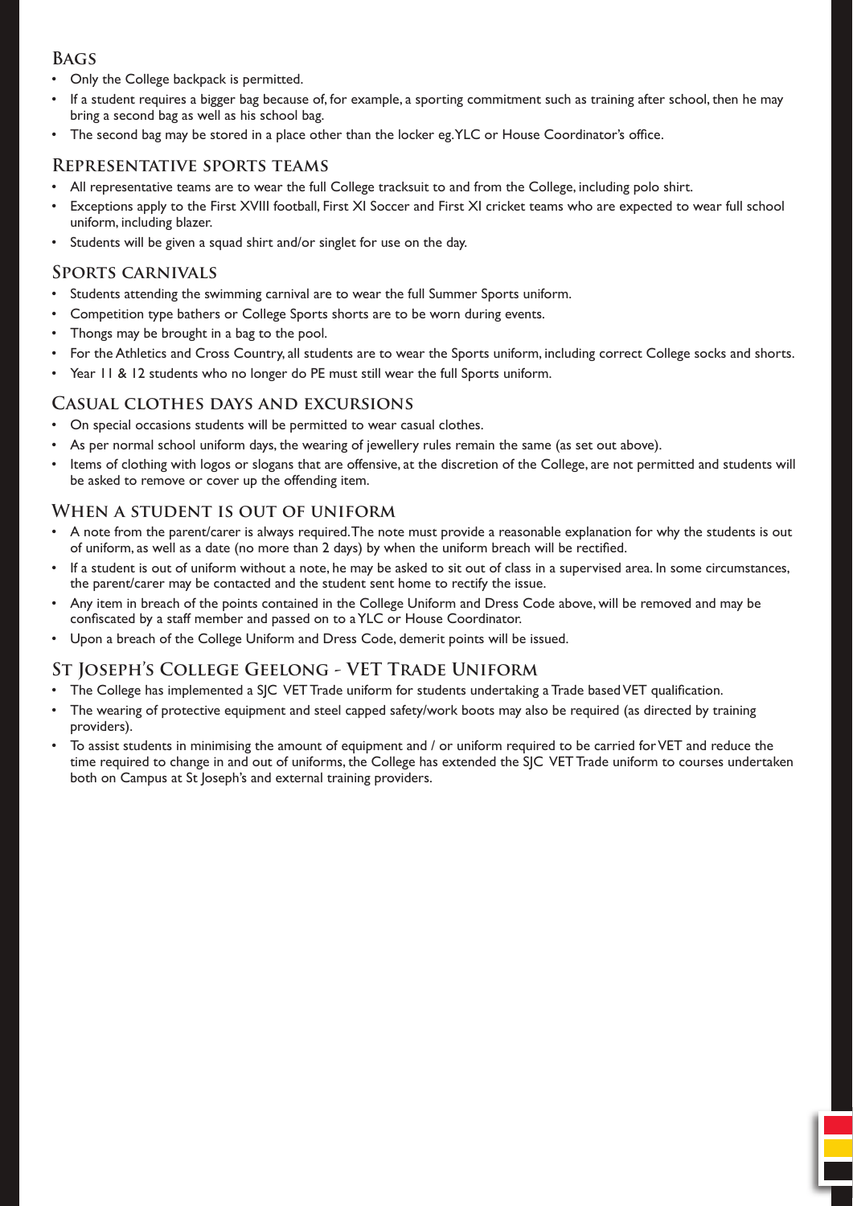## Bags

- Only the College backpack is permitted.
- If a student requires a bigger bag because of, for example, a sporting commitment such as training after school, then he may bring a second bag as well as his school bag.
- The second bag may be stored in a place other than the locker eg. YLC or House Coordinator's office.

## Representative sports teams

- All representative teams are to wear the full College tracksuit to and from the College, including polo shirt.
- Exceptions apply to the First XVIII football, First XI Soccer and First XI cricket teams who are expected to wear full school uniform, including blazer.
- Students will be given a squad shirt and/or singlet for use on the day.

## Sports carnivals

- Students attending the swimming carnival are to wear the full Summer Sports uniform.
- Competition type bathers or College Sports shorts are to be worn during events.
- Thongs may be brought in a bag to the pool.
- For the Athletics and Cross Country, all students are to wear the Sports uniform, including correct College socks and shorts.
- Year 11 & 12 students who no longer do PE must still wear the full Sports uniform.

## Casual clothes days and excursions

- On special occasions students will be permitted to wear casual clothes.
- As per normal school uniform days, the wearing of jewellery rules remain the same (as set out above).
- Items of clothing with logos or slogans that are offensive, at the discretion of the College, are not permitted and students will be asked to remove or cover up the offending item.

## When a student is out of uniform

- A note from the parent/carer is always required. The note must provide a reasonable explanation for why the students is out of uniform, as well as a date (no more than 2 days) by when the uniform breach will be rectified.
- If a student is out of uniform without a note, he may be asked to sit out of class in a supervised area. In some circumstances, the parent/carer may be contacted and the student sent home to rectify the issue.
- Any item in breach of the points contained in the College Uniform and Dress Code above, will be removed and may be confiscated by a staff member and passed on to a YLC or House Coordinator.
- Upon a breach of the College Uniform and Dress Code, demerit points will be issued.

## St Joseph's College Geelong - VET Trade Uniform

- The College has implemented a SJC VET Trade uniform for students undertaking a Trade based VET qualification.
- The wearing of protective equipment and steel capped safety/work boots may also be required (as directed by training providers).
- To assist students in minimising the amount of equipment and / or uniform required to be carried for VET and reduce the time required to change in and out of uniforms, the College has extended the SJC VET Trade uniform to courses undertaken both on Campus at St Joseph's and external training providers.